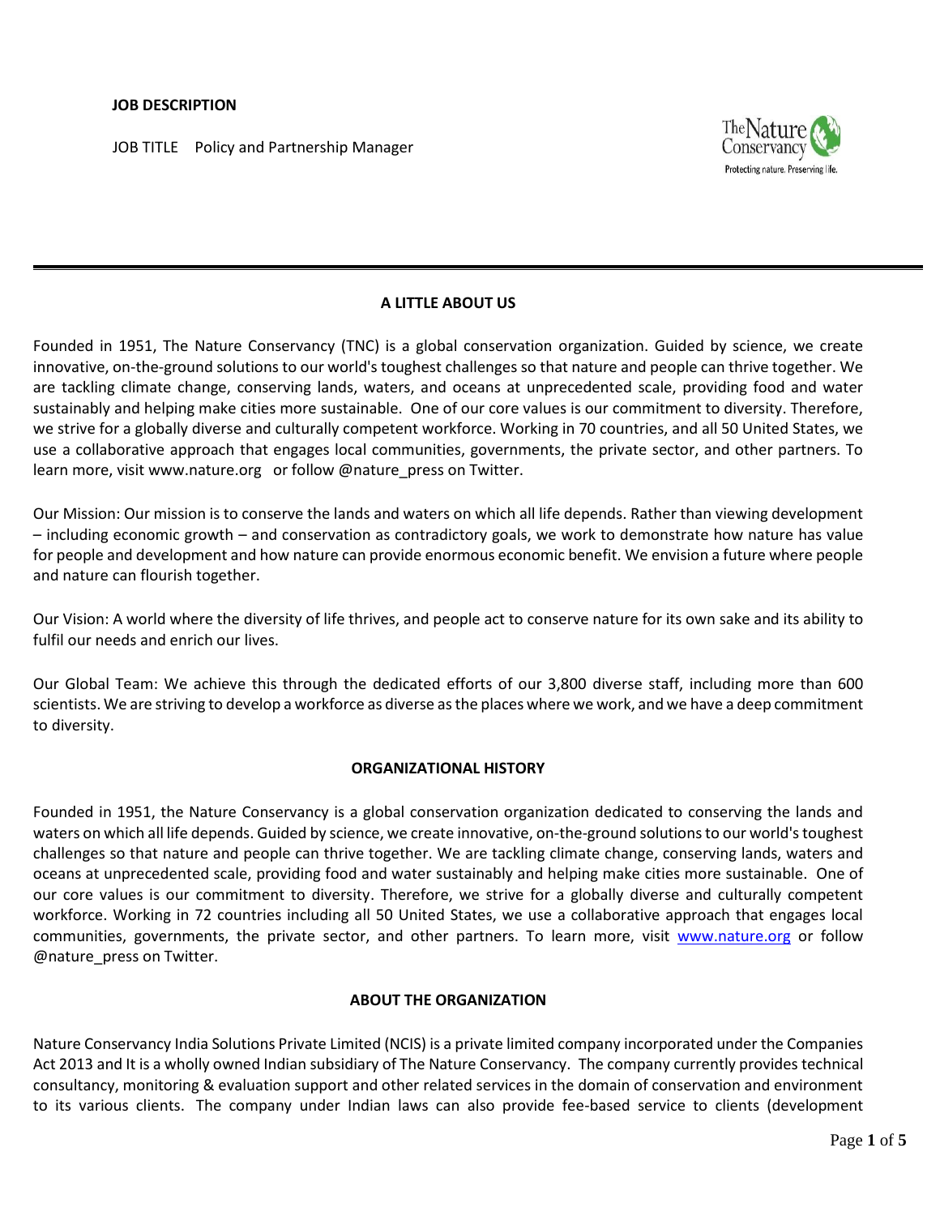**JOB DESCRIPTION**

JOB TITLE  Policy and Partnership Manager

---

## A LITTLE ABOUT US

Founded in 1951, The Nature Conservancy (TNC) is a global conservation organization. Guided by science, we create innovative, on-the-ground solutions to our world's toughest challenges so that nature and people can thrive together. We are tackling climate change, conserving lands, waters, and oceans at unprecedented scale, providing food and water sustainably and helping make cities more sustainable. One of our core values is our commitment to diversity. Therefore, we strive for a globally diverse and culturally competent workforce. Working in 70 countries, and all 50 United States, we use a collaborative approach that engages local communities, governments, the private sector, and other partners. To learn more, visit www.nature.org or follow @nature_press on Twitter.

Our Mission: Our mission is to conserve the lands and waters on which all life depends. Rather than viewing development – including economic growth – and conservation as contradictory goals, we work to demonstrate how nature has value for people and development and how nature can provide enormous economic benefit. We envision a future where people and nature can flourish together.

Our Vision: A world where the diversity of life thrives, and people act to conserve nature for its own sake and its ability to fulfil our needs and enrich our lives.

Our Global Team: We achieve this through the dedicated efforts of our 3,800 diverse staff, including more than 600 scientists. We are striving to develop a workforce as diverse as the places where we work, and we have a deep commitment to diversity.

## ORGANIZATIONAL HISTORY

Founded in 1951, the Nature Conservancy is a global conservation organization dedicated to conserving the lands and waters on which all life depends. Guided by science, we create innovative, on-the-ground solutions to our world's toughest challenges so that nature and people can thrive together. We are tackling climate change, conserving lands, waters and oceans at unprecedented scale, providing food and water sustainably and helping make cities more sustainable. One of our core values is our commitment to diversity. Therefore, we strive for a globally diverse and culturally competent workforce. Working in 72 countries including all 50 United States, we use a collaborative approach that engages local communities, governments, the private sector, and other partners. To learn more, visit www.nature.org or follow @nature_press on Twitter.

## ABOUT THE ORGANIZATION

Nature Conservancy India Solutions Private Limited (NCIS) is a private limited company incorporated under the Companies Act 2013 and It is a wholly owned Indian subsidiary of The Nature Conservancy. The company currently provides technical consultancy, monitoring & evaluation support and other related services in the domain of conservation and environment to its various clients. The company under Indian laws can also provide fee-based service to clients (development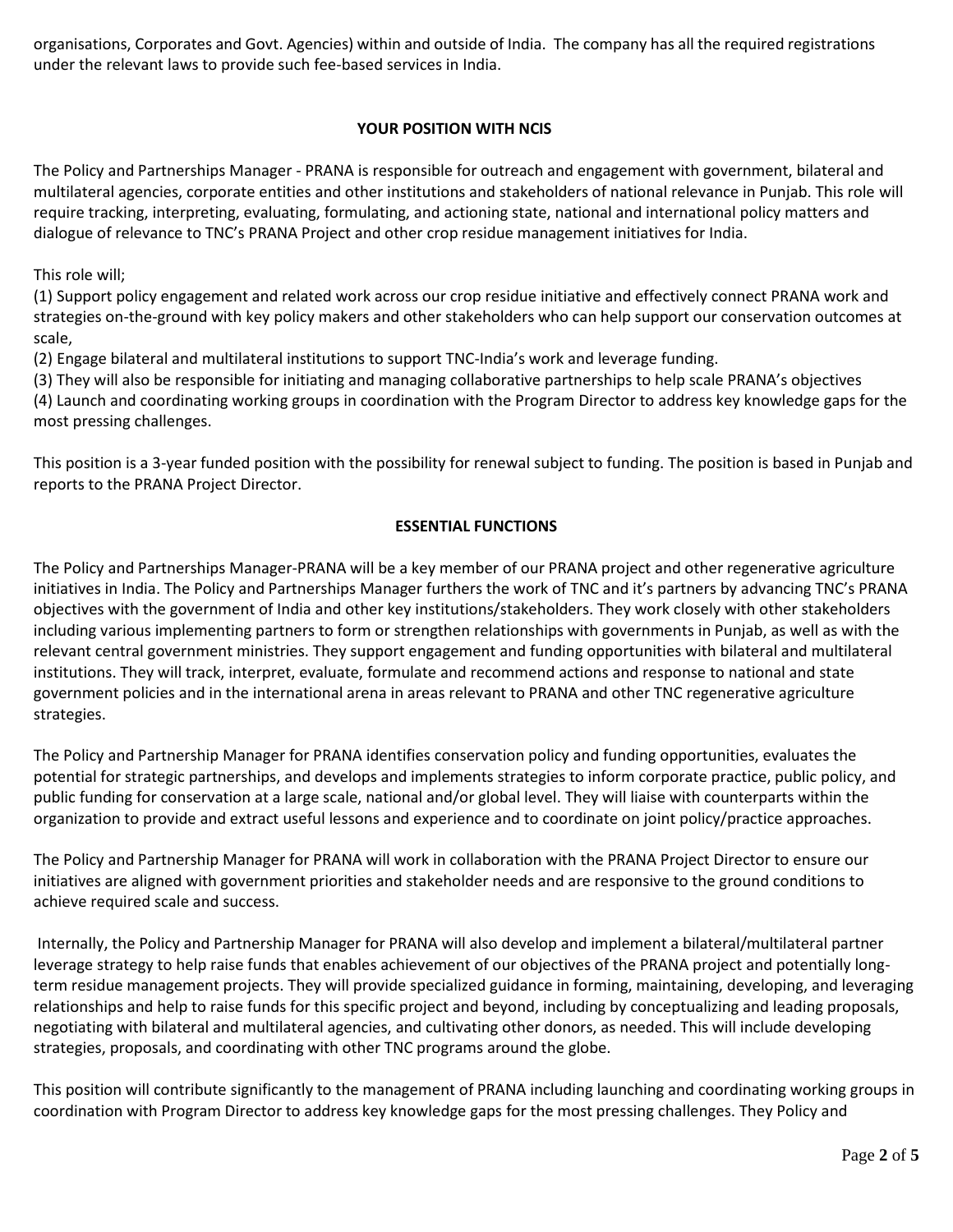organisations, Corporates and Govt. Agencies) within and outside of India. The company has all the required registrations under the relevant laws to provide such fee-based services in India.

## YOUR POSITION WITH NCIS

The Policy and Partnerships Manager - PRANA is responsible for outreach and engagement with government, bilateral and multilateral agencies, corporate entities and other institutions and stakeholders of national relevance in Punjab. This role will require tracking, interpreting, evaluating, formulating, and actioning state, national and international policy matters and dialogue of relevance to TNC's PRANA Project and other crop residue management initiatives for India.

This role will;

(1) Support policy engagement and related work across our crop residue initiative and effectively connect PRANA work and strategies on-the-ground with key policy makers and other stakeholders who can help support our conservation outcomes at scale,
(2) Engage bilateral and multilateral institutions to support TNC-India's work and leverage funding.
(3) They will also be responsible for initiating and managing collaborative partnerships to help scale PRANA's objectives
(4) Launch and coordinating working groups in coordination with the Program Director to address key knowledge gaps for the most pressing challenges.

This position is a 3-year funded position with the possibility for renewal subject to funding. The position is based in Punjab and reports to the PRANA Project Director.

## ESSENTIAL FUNCTIONS

The Policy and Partnerships Manager-PRANA will be a key member of our PRANA project and other regenerative agriculture initiatives in India. The Policy and Partnerships Manager furthers the work of TNC and it's partners by advancing TNC's PRANA objectives with the government of India and other key institutions/stakeholders. They work closely with other stakeholders including various implementing partners to form or strengthen relationships with governments in Punjab, as well as with the relevant central government ministries. They support engagement and funding opportunities with bilateral and multilateral institutions. They will track, interpret, evaluate, formulate and recommend actions and response to national and state government policies and in the international arena in areas relevant to PRANA and other TNC regenerative agriculture strategies.

The Policy and Partnership Manager for PRANA identifies conservation policy and funding opportunities, evaluates the potential for strategic partnerships, and develops and implements strategies to inform corporate practice, public policy, and public funding for conservation at a large scale, national and/or global level. They will liaise with counterparts within the organization to provide and extract useful lessons and experience and to coordinate on joint policy/practice approaches.

The Policy and Partnership Manager for PRANA will work in collaboration with the PRANA Project Director to ensure our initiatives are aligned with government priorities and stakeholder needs and are responsive to the ground conditions to achieve required scale and success.

Internally, the Policy and Partnership Manager for PRANA will also develop and implement a bilateral/multilateral partner leverage strategy to help raise funds that enables achievement of our objectives of the PRANA project and potentially long-term residue management projects. They will provide specialized guidance in forming, maintaining, developing, and leveraging relationships and help to raise funds for this specific project and beyond, including by conceptualizing and leading proposals, negotiating with bilateral and multilateral agencies, and cultivating other donors, as needed. This will include developing strategies, proposals, and coordinating with other TNC programs around the globe.

This position will contribute significantly to the management of PRANA including launching and coordinating working groups in coordination with Program Director to address key knowledge gaps for the most pressing challenges. They Policy and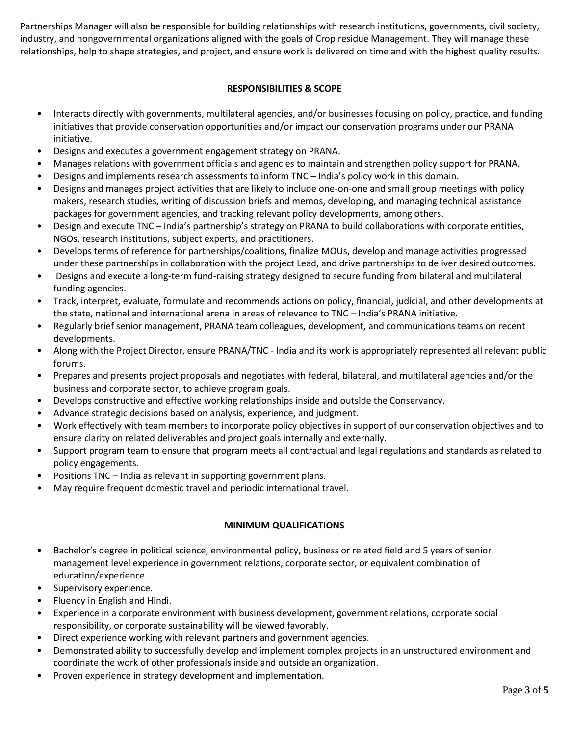Partnerships Manager will also be responsible for building relationships with research institutions, governments, civil society, industry, and nongovernmental organizations aligned with the goals of Crop residue Management. They will manage these relationships, help to shape strategies, and project, and ensure work is delivered on time and with the highest quality results.

## RESPONSIBILITIES & SCOPE

- Interacts directly with governments, multilateral agencies, and/or businesses focusing on policy, practice, and funding initiatives that provide conservation opportunities and/or impact our conservation programs under our PRANA initiative.
- Designs and executes a government engagement strategy on PRANA.
- Manages relations with government officials and agencies to maintain and strengthen policy support for PRANA.
- Designs and implements research assessments to inform TNC – India's policy work in this domain.
- Designs and manages project activities that are likely to include one-on-one and small group meetings with policy makers, research studies, writing of discussion briefs and memos, developing, and managing technical assistance packages for government agencies, and tracking relevant policy developments, among others.
- Design and execute TNC – India's partnership's strategy on PRANA to build collaborations with corporate entities, NGOs, research institutions, subject experts, and practitioners.
- Develops terms of reference for partnerships/coalitions, finalize MOUs, develop and manage activities progressed under these partnerships in collaboration with the project Lead, and drive partnerships to deliver desired outcomes.
- Designs and execute a long-term fund-raising strategy designed to secure funding from bilateral and multilateral funding agencies.
- Track, interpret, evaluate, formulate and recommends actions on policy, financial, judicial, and other developments at the state, national and international arena in areas of relevance to TNC – India's PRANA initiative.
- Regularly brief senior management, PRANA team colleagues, development, and communications teams on recent developments.
- Along with the Project Director, ensure PRANA/TNC - India and its work is appropriately represented all relevant public forums.
- Prepares and presents project proposals and negotiates with federal, bilateral, and multilateral agencies and/or the business and corporate sector, to achieve program goals.
- Develops constructive and effective working relationships inside and outside the Conservancy.
- Advance strategic decisions based on analysis, experience, and judgment.
- Work effectively with team members to incorporate policy objectives in support of our conservation objectives and to ensure clarity on related deliverables and project goals internally and externally.
- Support program team to ensure that program meets all contractual and legal regulations and standards as related to policy engagements.
- Positions TNC – India as relevant in supporting government plans.
- May require frequent domestic travel and periodic international travel.

## MINIMUM QUALIFICATIONS

- Bachelor's degree in political science, environmental policy, business or related field and 5 years of senior management level experience in government relations, corporate sector, or equivalent combination of education/experience.
- Supervisory experience.
- Fluency in English and Hindi.
- Experience in a corporate environment with business development, government relations, corporate social responsibility, or corporate sustainability will be viewed favorably.
- Direct experience working with relevant partners and government agencies.
- Demonstrated ability to successfully develop and implement complex projects in an unstructured environment and coordinate the work of other professionals inside and outside an organization.
- Proven experience in strategy development and implementation.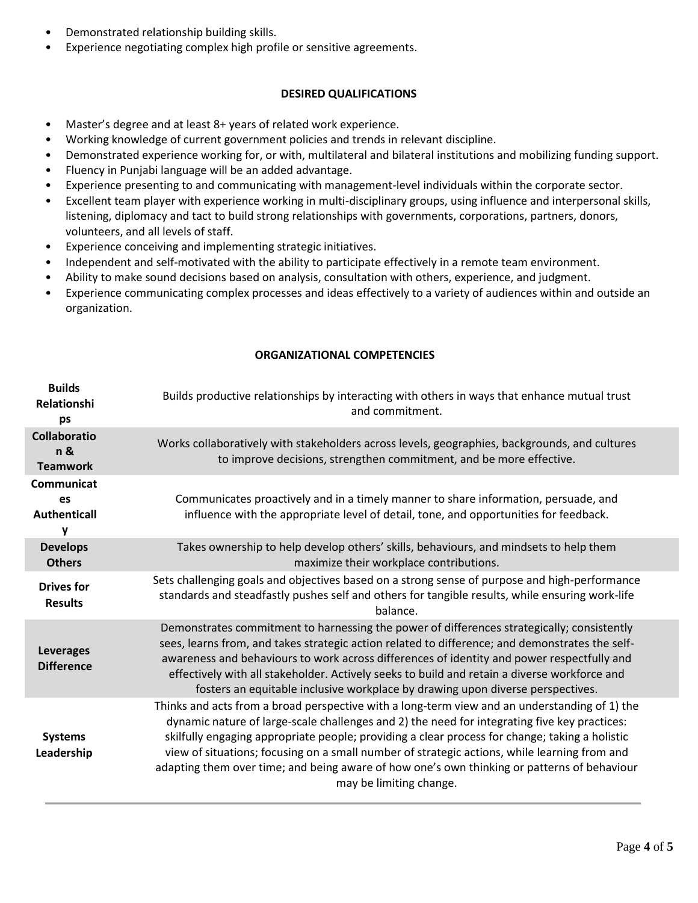- Demonstrated relationship building skills.
- Experience negotiating complex high profile or sensitive agreements.

### DESIRED QUALIFICATIONS

- Master's degree and at least 8+ years of related work experience.
- Working knowledge of current government policies and trends in relevant discipline.
- Demonstrated experience working for, or with, multilateral and bilateral institutions and mobilizing funding support.
- Fluency in Punjabi language will be an added advantage.
- Experience presenting to and communicating with management-level individuals within the corporate sector.
- Excellent team player with experience working in multi-disciplinary groups, using influence and interpersonal skills, listening, diplomacy and tact to build strong relationships with governments, corporations, partners, donors, volunteers, and all levels of staff.
- Experience conceiving and implementing strategic initiatives.
- Independent and self-motivated with the ability to participate effectively in a remote team environment.
- Ability to make sound decisions based on analysis, consultation with others, experience, and judgment.
- Experience communicating complex processes and ideas effectively to a variety of audiences within and outside an organization.

### ORGANIZATIONAL COMPETENCIES

| Competency | Description |
|---|---|
| **Builds Relationships** | Builds productive relationships by interacting with others in ways that enhance mutual trust and commitment. |
| **Collaboration & Teamwork** | Works collaboratively with stakeholders across levels, geographies, backgrounds, and cultures to improve decisions, strengthen commitment, and be more effective. |
| **Communicates Authentically** | Communicates proactively and in a timely manner to share information, persuade, and influence with the appropriate level of detail, tone, and opportunities for feedback. |
| **Develops Others** | Takes ownership to help develop others' skills, behaviours, and mindsets to help them maximize their workplace contributions. |
| **Drives for Results** | Sets challenging goals and objectives based on a strong sense of purpose and high-performance standards and steadfastly pushes self and others for tangible results, while ensuring work-life balance. |
| **Leverages Difference** | Demonstrates commitment to harnessing the power of differences strategically; consistently sees, learns from, and takes strategic action related to difference; and demonstrates the self-awareness and behaviours to work across differences of identity and power respectfully and effectively with all stakeholder. Actively seeks to build and retain a diverse workforce and fosters an equitable inclusive workplace by drawing upon diverse perspectives. |
| **Systems Leadership** | Thinks and acts from a broad perspective with a long-term view and an understanding of 1) the dynamic nature of large-scale challenges and 2) the need for integrating five key practices: skilfully engaging appropriate people; providing a clear process for change; taking a holistic view of situations; focusing on a small number of strategic actions, while learning from and adapting them over time; and being aware of how one's own thinking or patterns of behaviour may be limiting change. |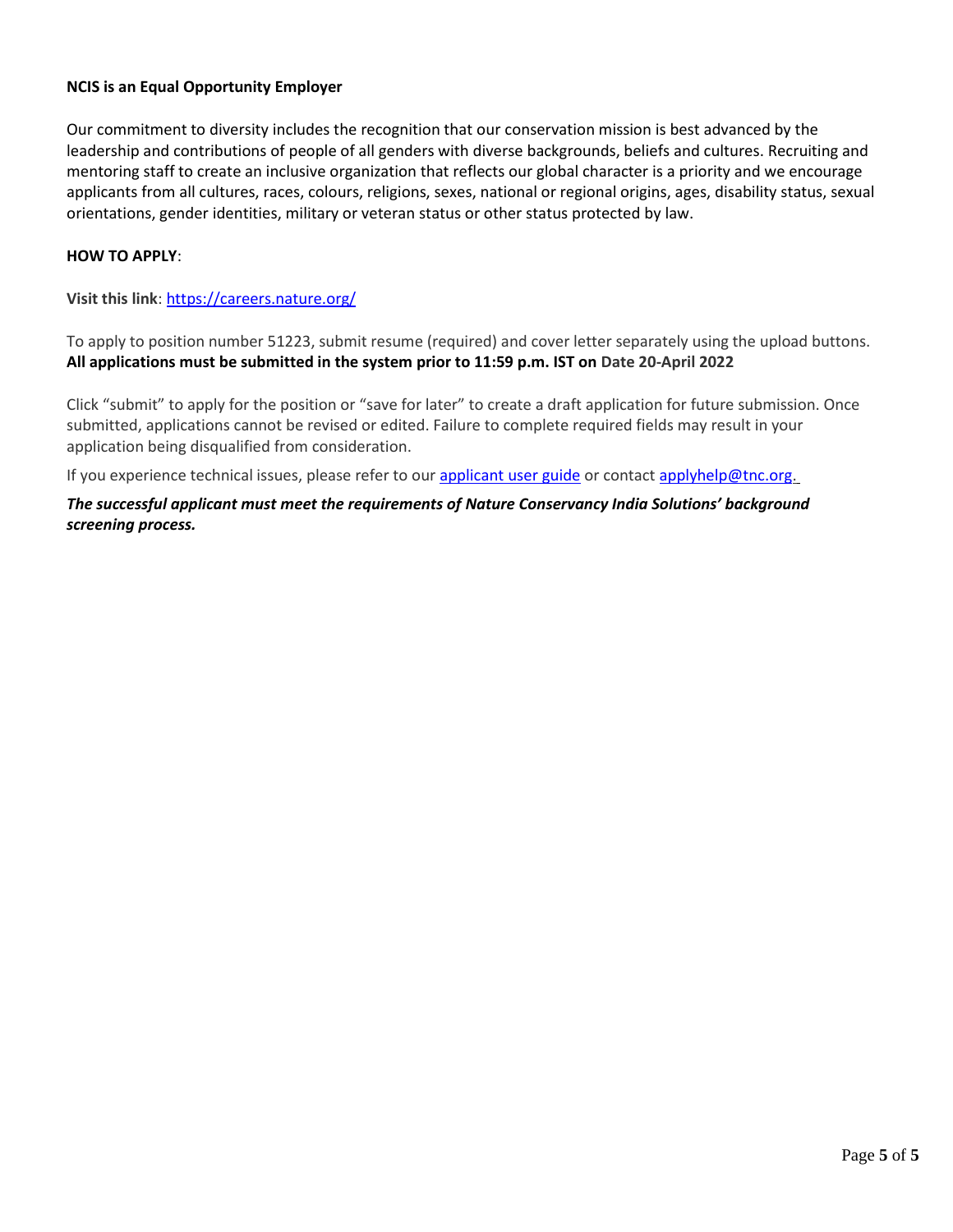**NCIS is an Equal Opportunity Employer**

Our commitment to diversity includes the recognition that our conservation mission is best advanced by the leadership and contributions of people of all genders with diverse backgrounds, beliefs and cultures. Recruiting and mentoring staff to create an inclusive organization that reflects our global character is a priority and we encourage applicants from all cultures, races, colours, religions, sexes, national or regional origins, ages, disability status, sexual orientations, gender identities, military or veteran status or other status protected by law.

**HOW TO APPLY**:

**Visit this link**: [https://careers.nature.org/](https://careers.nature.org/)

To apply to position number 51223, submit resume (required) and cover letter separately using the upload buttons. **All applications must be submitted in the system prior to 11:59 p.m. IST on Date 20-April 2022**

Click "submit" to apply for the position or "save for later" to create a draft application for future submission. Once submitted, applications cannot be revised or edited. Failure to complete required fields may result in your application being disqualified from consideration.

If you experience technical issues, please refer to our applicant user guide or contact applyhelp@tnc.org.

***The successful applicant must meet the requirements of Nature Conservancy India Solutions' background screening process.***